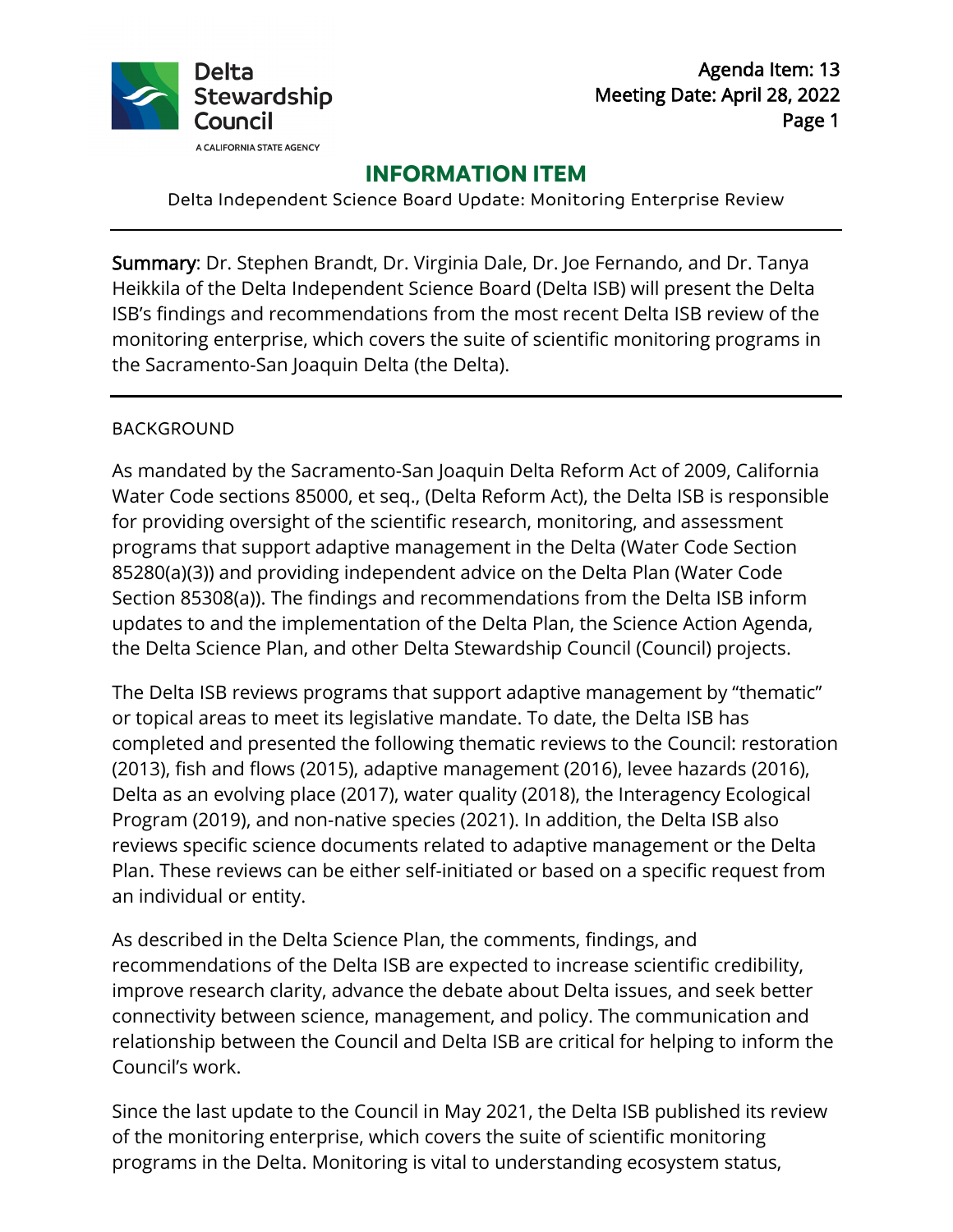Agenda Item: 13
Meeting Date: April 28, 2022

# INFORMATION ITEM

Delta Independent Science Board Update: Monitoring Enterprise Review

---

**Summary**: Dr. Stephen Brandt, Dr. Virginia Dale, Dr. Joe Fernando, and Dr. Tanya Heikkila of the Delta Independent Science Board (Delta ISB) will present the Delta ISB's findings and recommendations from the most recent Delta ISB review of the monitoring enterprise, which covers the suite of scientific monitoring programs in the Sacramento-San Joaquin Delta (the Delta).

---

## BACKGROUND

As mandated by the Sacramento-San Joaquin Delta Reform Act of 2009, California Water Code sections 85000, et seq., (Delta Reform Act), the Delta ISB is responsible for providing oversight of the scientific research, monitoring, and assessment programs that support adaptive management in the Delta (Water Code Section 85280(a)(3)) and providing independent advice on the Delta Plan (Water Code Section 85308(a)). The findings and recommendations from the Delta ISB inform updates to and the implementation of the Delta Plan, the Science Action Agenda, the Delta Science Plan, and other Delta Stewardship Council (Council) projects.

The Delta ISB reviews programs that support adaptive management by "thematic" or topical areas to meet its legislative mandate. To date, the Delta ISB has completed and presented the following thematic reviews to the Council: restoration (2013), fish and flows (2015), adaptive management (2016), levee hazards (2016), Delta as an evolving place (2017), water quality (2018), the Interagency Ecological Program (2019), and non-native species (2021). In addition, the Delta ISB also reviews specific science documents related to adaptive management or the Delta Plan. These reviews can be either self-initiated or based on a specific request from an individual or entity.

As described in the Delta Science Plan, the comments, findings, and recommendations of the Delta ISB are expected to increase scientific credibility, improve research clarity, advance the debate about Delta issues, and seek better connectivity between science, management, and policy. The communication and relationship between the Council and Delta ISB are critical for helping to inform the Council's work.

Since the last update to the Council in May 2021, the Delta ISB published its review of the monitoring enterprise, which covers the suite of scientific monitoring programs in the Delta. Monitoring is vital to understanding ecosystem status,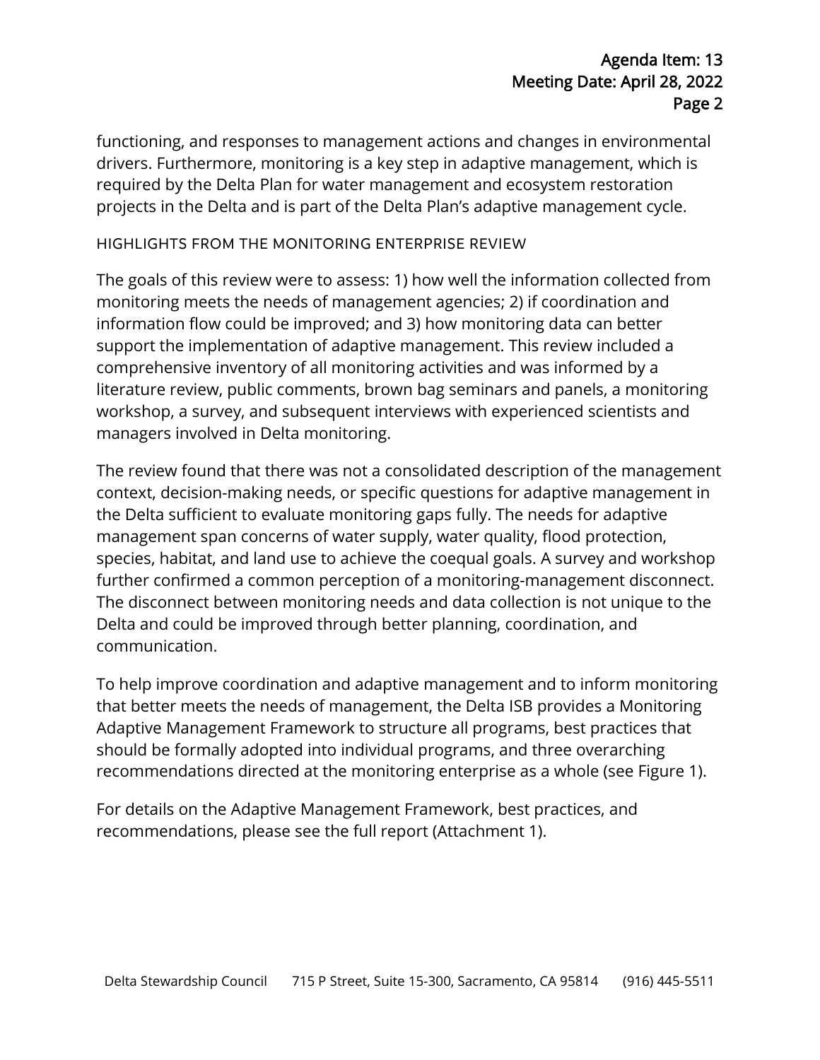functioning, and responses to management actions and changes in environmental drivers. Furthermore, monitoring is a key step in adaptive management, which is required by the Delta Plan for water management and ecosystem restoration projects in the Delta and is part of the Delta Plan's adaptive management cycle.

## HIGHLIGHTS FROM THE MONITORING ENTERPRISE REVIEW

The goals of this review were to assess: 1) how well the information collected from monitoring meets the needs of management agencies; 2) if coordination and information flow could be improved; and 3) how monitoring data can better support the implementation of adaptive management. This review included a comprehensive inventory of all monitoring activities and was informed by a literature review, public comments, brown bag seminars and panels, a monitoring workshop, a survey, and subsequent interviews with experienced scientists and managers involved in Delta monitoring.

The review found that there was not a consolidated description of the management context, decision-making needs, or specific questions for adaptive management in the Delta sufficient to evaluate monitoring gaps fully. The needs for adaptive management span concerns of water supply, water quality, flood protection, species, habitat, and land use to achieve the coequal goals. A survey and workshop further confirmed a common perception of a monitoring-management disconnect. The disconnect between monitoring needs and data collection is not unique to the Delta and could be improved through better planning, coordination, and communication.

To help improve coordination and adaptive management and to inform monitoring that better meets the needs of management, the Delta ISB provides a Monitoring Adaptive Management Framework to structure all programs, best practices that should be formally adopted into individual programs, and three overarching recommendations directed at the monitoring enterprise as a whole (see Figure 1).

For details on the Adaptive Management Framework, best practices, and recommendations, please see the full report (Attachment 1).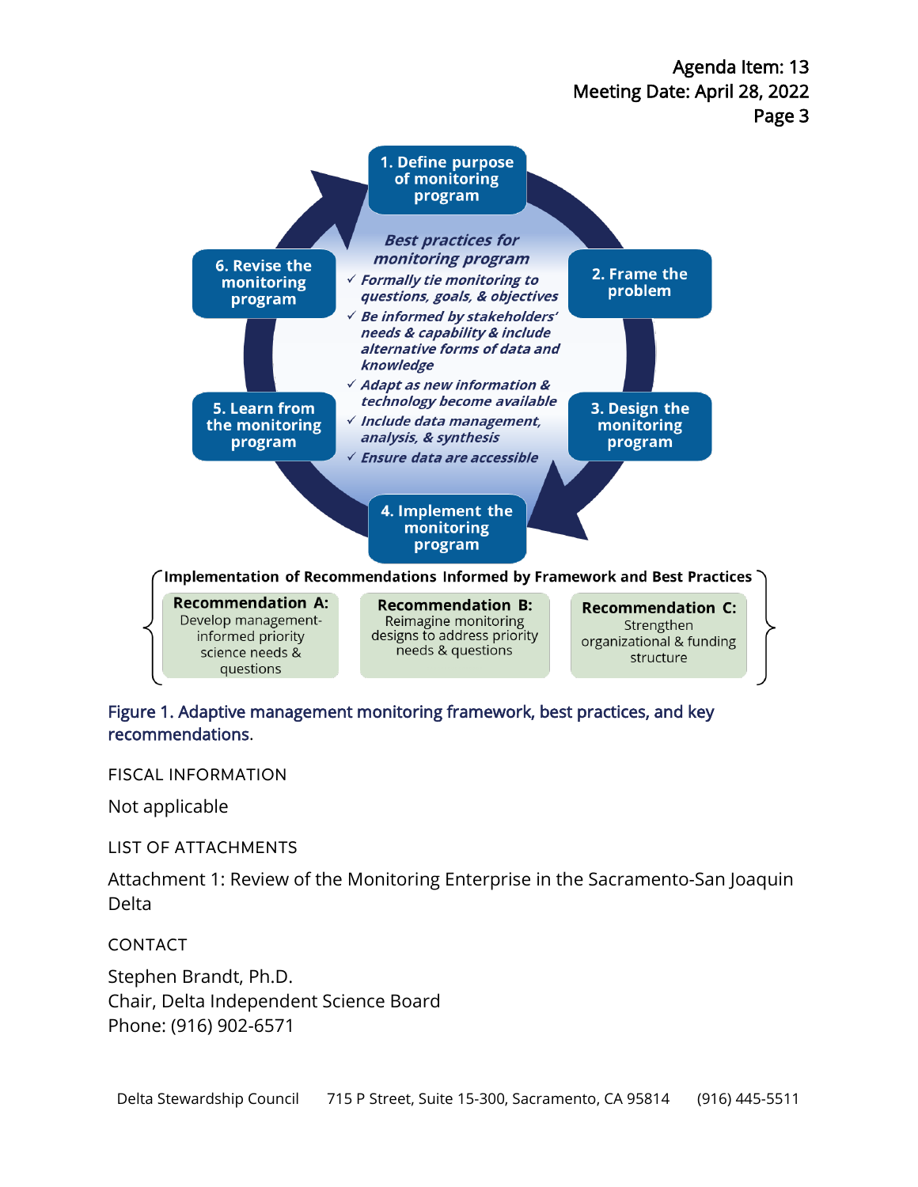1. Define purpose of monitoring program

2. Frame the problem

3. Design the monitoring program

4. Implement the monitoring program

5. Learn from the monitoring program

6. Revise the monitoring program

*Best practices for monitoring program*

- ✓ *Formally tie monitoring to questions, goals, & objectives*
- ✓ *Be informed by stakeholders' needs & capability & include alternative forms of data and knowledge*
- ✓ *Adapt as new information & technology become available*
- ✓ *Include data management, analysis, & synthesis*
- ✓ *Ensure data are accessible*

**Implementation of Recommendations Informed by Framework and Best Practices**

**Recommendation A:** Develop management-informed priority science needs & questions

**Recommendation B:** Reimagine monitoring designs to address priority needs & questions

**Recommendation C:** Strengthen organizational & funding structure

Figure 1. Adaptive management monitoring framework, best practices, and key recommendations.

FISCAL INFORMATION

Not applicable

LIST OF ATTACHMENTS

Attachment 1: Review of the Monitoring Enterprise in the Sacramento-San Joaquin Delta

CONTACT

Stephen Brandt, Ph.D.
Chair, Delta Independent Science Board
Phone: (916) 902-6571